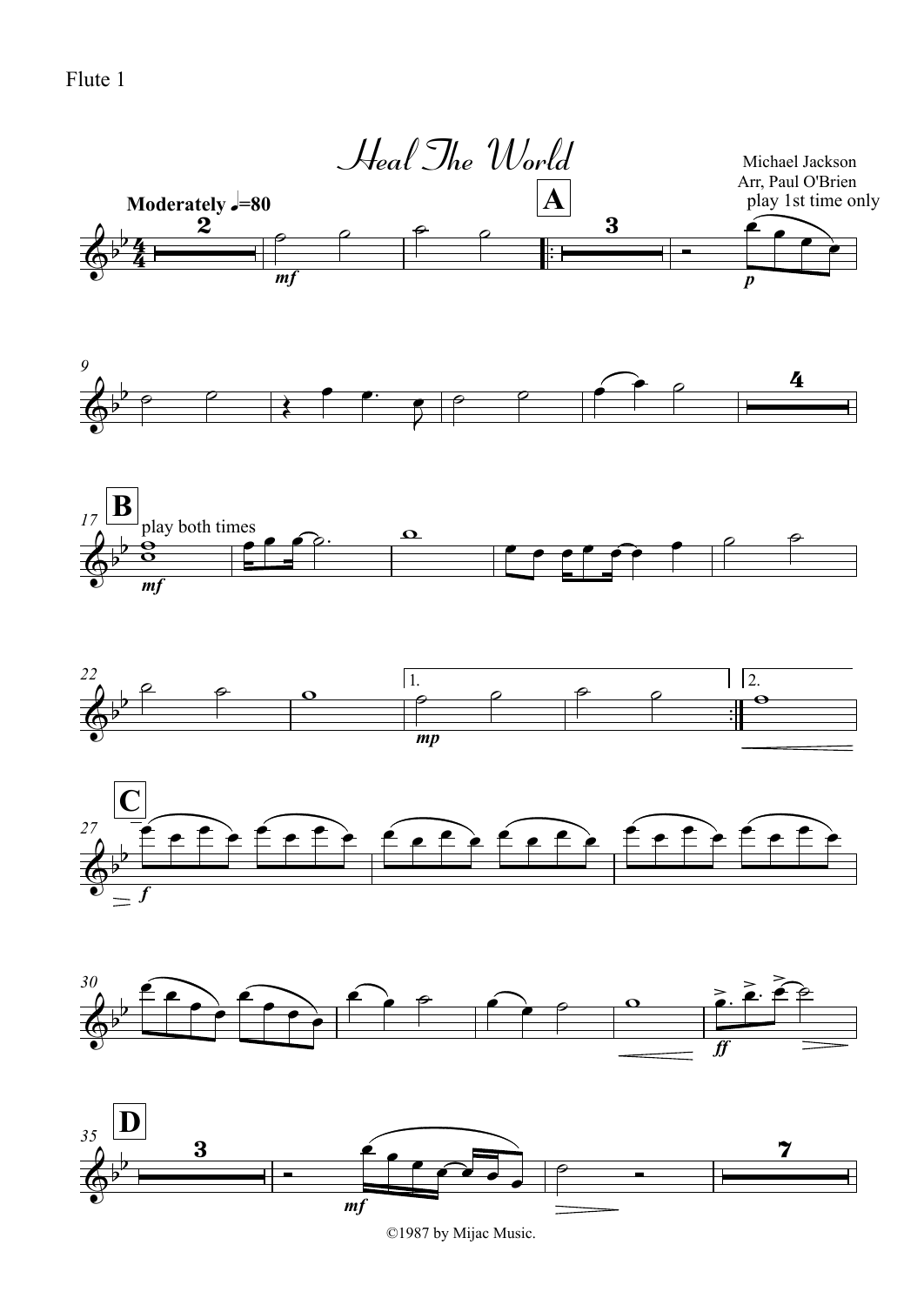Flute 1

# Heal The World

Michael Jackson
Arr, Paul O'Brien

Moderately ♩=80

play 1st time only

play both times

©1987 by Mijac Music.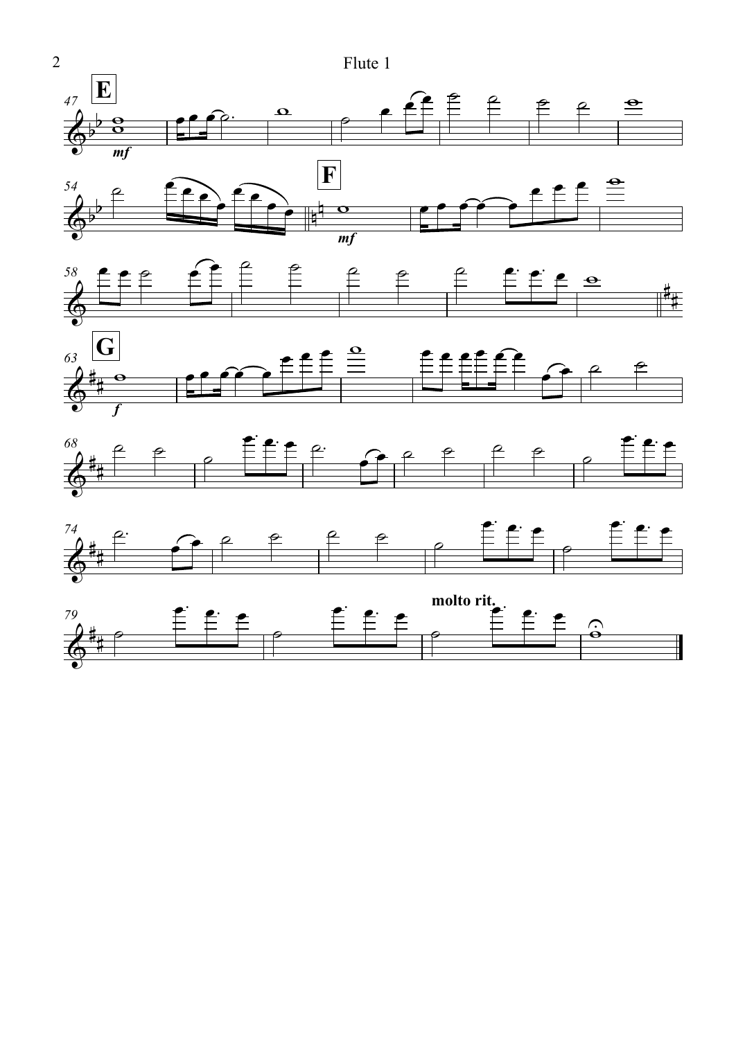E

mf

F

mf

G

f

molto rit.